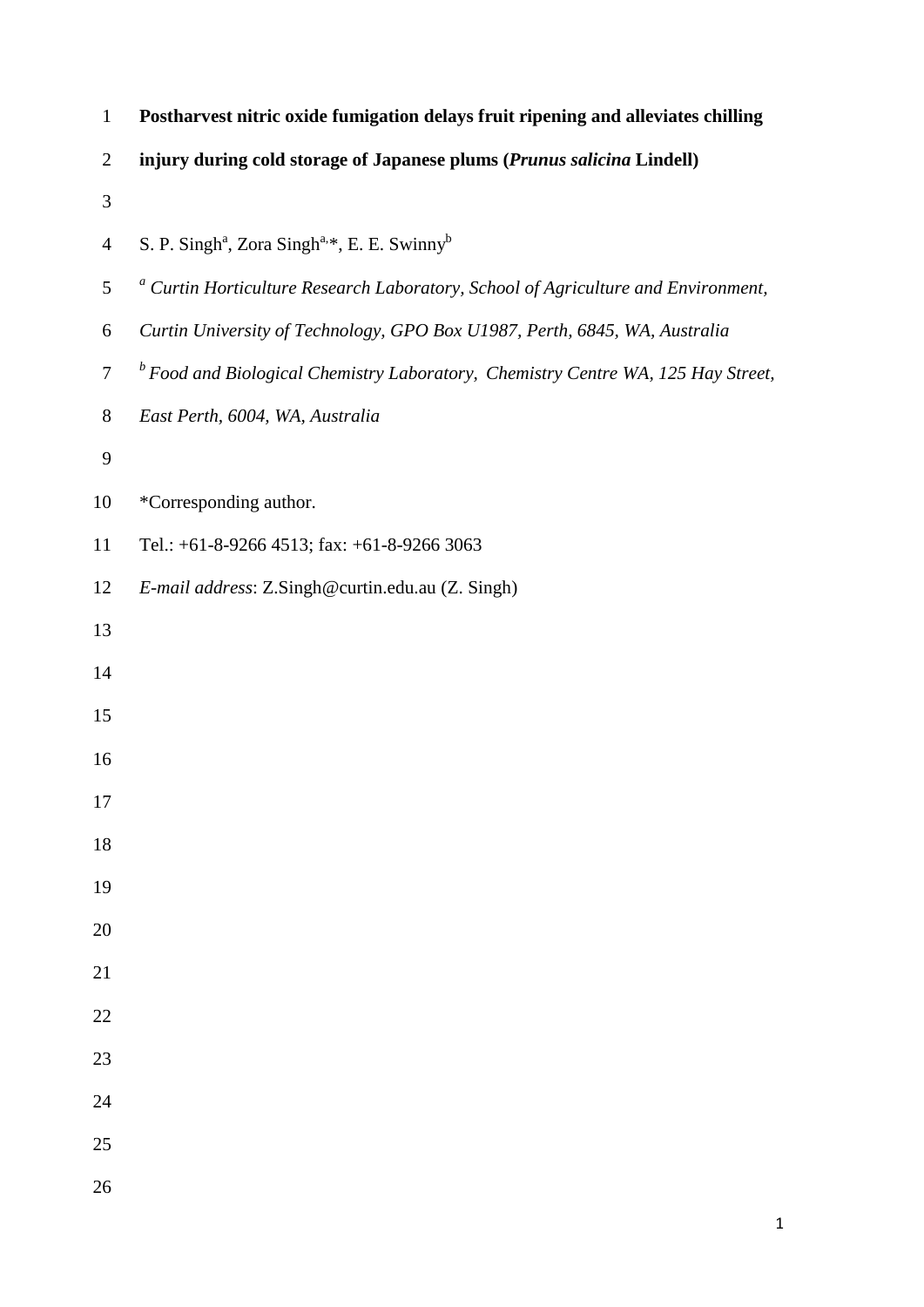# Postharvest nitric oxide fumigation delays fruit ripening and alleviates chilling injury during cold storage of Japanese plums (*Prunus salicina* Lindell)

S. P. Singh[a], Zora Singh[a,*], E. E. Swinny[b]

[a] *Curtin Horticulture Research Laboratory, School of Agriculture and Environment, Curtin University of Technology, GPO Box U1987, Perth, 6845, WA, Australia*

[b] *Food and Biological Chemistry Laboratory, Chemistry Centre WA, 125 Hay Street, East Perth, 6004, WA, Australia*

*Corresponding author.

Tel.: +61-8-9266 4513; fax: +61-8-9266 3063

*E-mail address*: Z.Singh@curtin.edu.au (Z. Singh)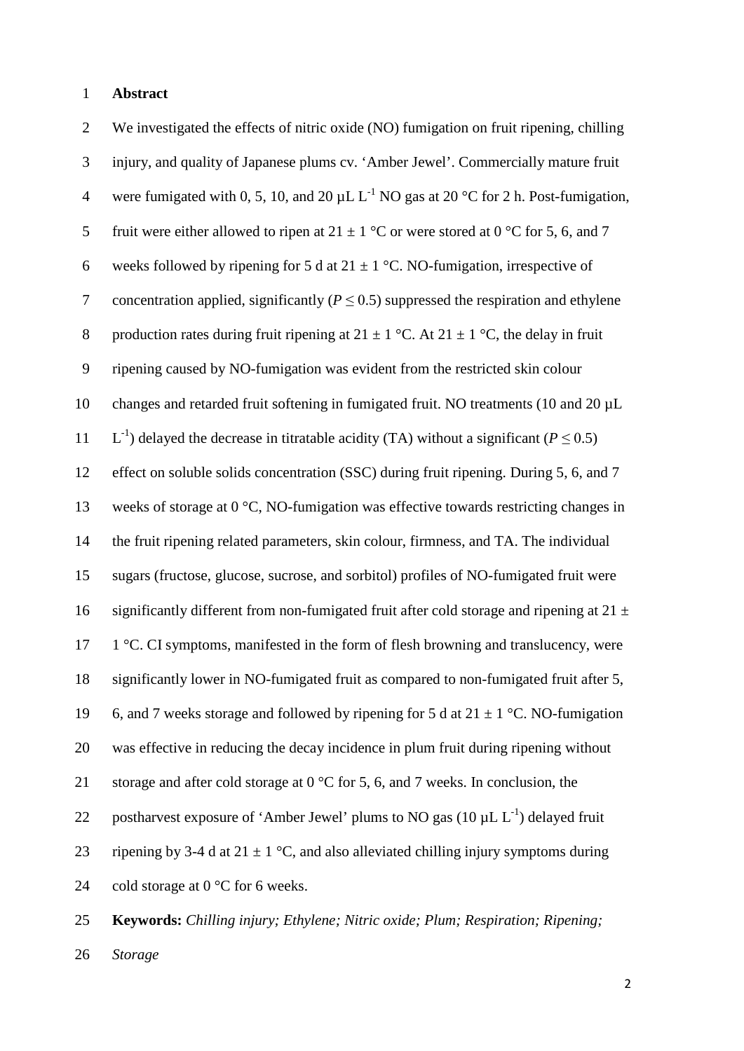## Abstract

We investigated the effects of nitric oxide (NO) fumigation on fruit ripening, chilling injury, and quality of Japanese plums cv. 'Amber Jewel'. Commercially mature fruit were fumigated with 0, 5, 10, and 20 µL $L^{-1}$ NO gas at 20 °C for 2 h. Post-fumigation, fruit were either allowed to ripen at 21 ± 1 °C or were stored at 0 °C for 5, 6, and 7 weeks followed by ripening for 5 d at 21 ± 1 °C. NO-fumigation, irrespective of concentration applied, significantly ($P \leq 0.5$) suppressed the respiration and ethylene production rates during fruit ripening at 21 ± 1 °C. At 21 ± 1 °C, the delay in fruit ripening caused by NO-fumigation was evident from the restricted skin colour changes and retarded fruit softening in fumigated fruit. NO treatments (10 and 20 µL $L^{-1}$) delayed the decrease in titratable acidity (TA) without a significant ($P \leq 0.5$) effect on soluble solids concentration (SSC) during fruit ripening. During 5, 6, and 7 weeks of storage at 0 °C, NO-fumigation was effective towards restricting changes in the fruit ripening related parameters, skin colour, firmness, and TA. The individual sugars (fructose, glucose, sucrose, and sorbitol) profiles of NO-fumigated fruit were significantly different from non-fumigated fruit after cold storage and ripening at 21 ± 1 °C. CI symptoms, manifested in the form of flesh browning and translucency, were significantly lower in NO-fumigated fruit as compared to non-fumigated fruit after 5, 6, and 7 weeks storage and followed by ripening for 5 d at 21 ± 1 °C. NO-fumigation was effective in reducing the decay incidence in plum fruit during ripening without storage and after cold storage at 0 °C for 5, 6, and 7 weeks. In conclusion, the postharvest exposure of 'Amber Jewel' plums to NO gas (10 µL $L^{-1}$) delayed fruit ripening by 3-4 d at 21 ± 1 °C, and also alleviated chilling injury symptoms during cold storage at 0 °C for 6 weeks.

**Keywords:** *Chilling injury; Ethylene; Nitric oxide; Plum; Respiration; Ripening; Storage*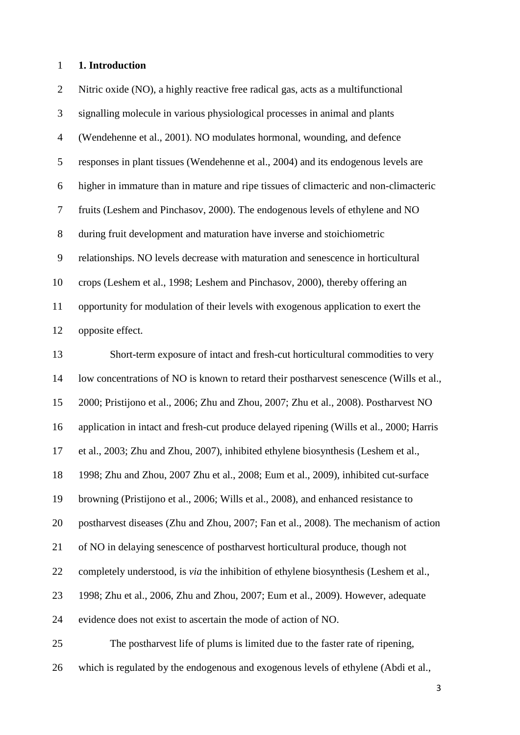## 1. Introduction

Nitric oxide (NO), a highly reactive free radical gas, acts as a multifunctional signalling molecule in various physiological processes in animal and plants (Wendehenne et al., 2001). NO modulates hormonal, wounding, and defence responses in plant tissues (Wendehenne et al., 2004) and its endogenous levels are higher in immature than in mature and ripe tissues of climacteric and non-climacteric fruits (Leshem and Pinchasov, 2000). The endogenous levels of ethylene and NO during fruit development and maturation have inverse and stoichiometric relationships. NO levels decrease with maturation and senescence in horticultural crops (Leshem et al., 1998; Leshem and Pinchasov, 2000), thereby offering an opportunity for modulation of their levels with exogenous application to exert the opposite effect.

Short-term exposure of intact and fresh-cut horticultural commodities to very low concentrations of NO is known to retard their postharvest senescence (Wills et al., 2000; Pristijono et al., 2006; Zhu and Zhou, 2007; Zhu et al., 2008). Postharvest NO application in intact and fresh-cut produce delayed ripening (Wills et al., 2000; Harris et al., 2003; Zhu and Zhou, 2007), inhibited ethylene biosynthesis (Leshem et al., 1998; Zhu and Zhou, 2007 Zhu et al., 2008; Eum et al., 2009), inhibited cut-surface browning (Pristijono et al., 2006; Wills et al., 2008), and enhanced resistance to postharvest diseases (Zhu and Zhou, 2007; Fan et al., 2008). The mechanism of action of NO in delaying senescence of postharvest horticultural produce, though not completely understood, is *via* the inhibition of ethylene biosynthesis (Leshem et al., 1998; Zhu et al., 2006, Zhu and Zhou, 2007; Eum et al., 2009). However, adequate evidence does not exist to ascertain the mode of action of NO.

The postharvest life of plums is limited due to the faster rate of ripening, which is regulated by the endogenous and exogenous levels of ethylene (Abdi et al.,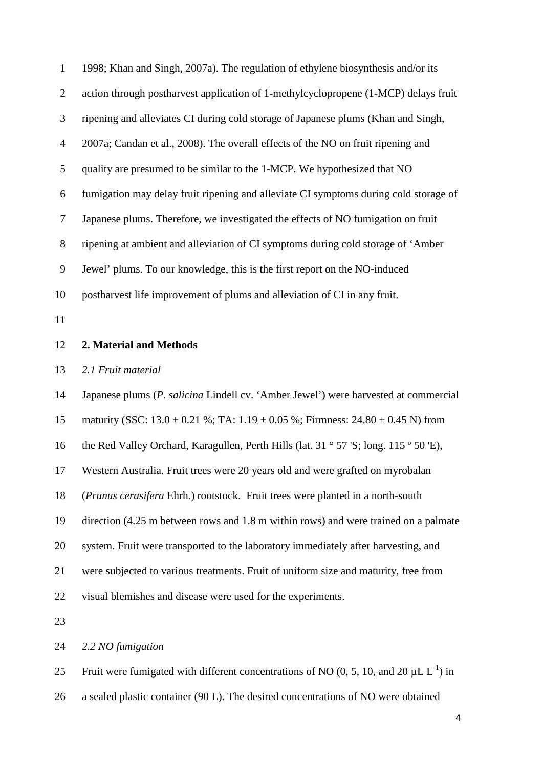1998; Khan and Singh, 2007a). The regulation of ethylene biosynthesis and/or its action through postharvest application of 1-methylcyclopropene (1-MCP) delays fruit ripening and alleviates CI during cold storage of Japanese plums (Khan and Singh, 2007a; Candan et al., 2008). The overall effects of the NO on fruit ripening and quality are presumed to be similar to the 1-MCP. We hypothesized that NO fumigation may delay fruit ripening and alleviate CI symptoms during cold storage of Japanese plums. Therefore, we investigated the effects of NO fumigation on fruit ripening at ambient and alleviation of CI symptoms during cold storage of 'Amber Jewel' plums. To our knowledge, this is the first report on the NO-induced postharvest life improvement of plums and alleviation of CI in any fruit.

## 2. Material and Methods

### *2.1 Fruit material*

Japanese plums (*P. salicina* Lindell cv. 'Amber Jewel') were harvested at commercial maturity (SSC: 13.0 ± 0.21 %; TA: 1.19 ± 0.05 %; Firmness: 24.80 ± 0.45 N) from the Red Valley Orchard, Karagullen, Perth Hills (lat. 31 ° 57 'S; long. 115 º 50 'E), Western Australia. Fruit trees were 20 years old and were grafted on myrobalan (*Prunus cerasifera* Ehrh.) rootstock. Fruit trees were planted in a north-south direction (4.25 m between rows and 1.8 m within rows) and were trained on a palmate system. Fruit were transported to the laboratory immediately after harvesting, and were subjected to various treatments. Fruit of uniform size and maturity, free from visual blemishes and disease were used for the experiments.

### *2.2 NO fumigation*

Fruit were fumigated with different concentrations of NO (0, 5, 10, and 20 μL $L^{-1}$) in a sealed plastic container (90 L). The desired concentrations of NO were obtained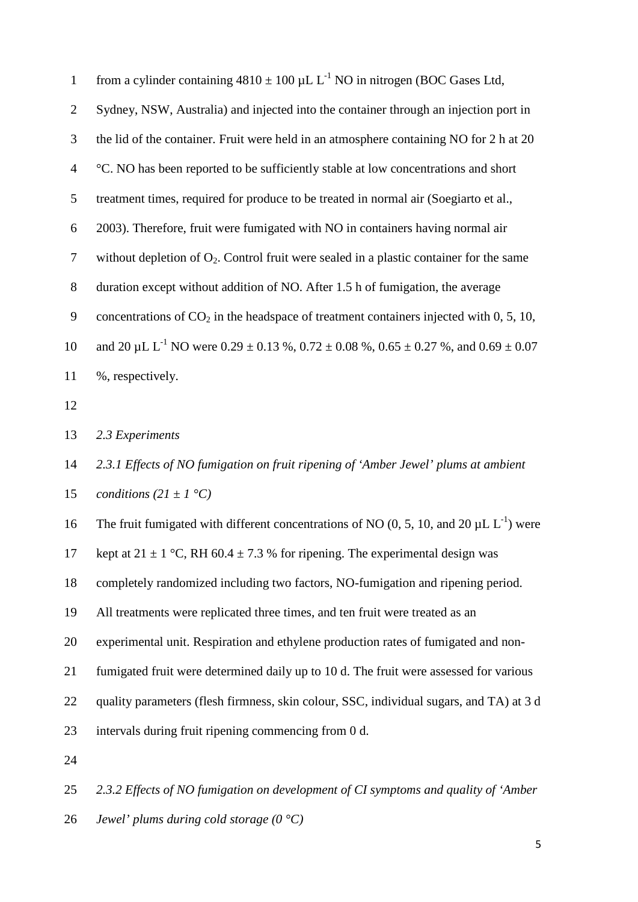from a cylinder containing 4810 ± 100 μL $L^{-1}$ NO in nitrogen (BOC Gases Ltd, Sydney, NSW, Australia) and injected into the container through an injection port in the lid of the container. Fruit were held in an atmosphere containing NO for 2 h at 20 °C. NO has been reported to be sufficiently stable at low concentrations and short treatment times, required for produce to be treated in normal air (Soegiarto et al., 2003). Therefore, fruit were fumigated with NO in containers having normal air without depletion of $O_2$. Control fruit were sealed in a plastic container for the same duration except without addition of NO. After 1.5 h of fumigation, the average concentrations of $CO_2$ in the headspace of treatment containers injected with 0, 5, 10, and 20 μL $L^{-1}$ NO were 0.29 ± 0.13 %, 0.72 ± 0.08 %, 0.65 ± 0.27 %, and 0.69 ± 0.07 %, respectively.

### *2.3 Experiments*

#### *2.3.1 Effects of NO fumigation on fruit ripening of 'Amber Jewel' plums at ambient conditions (21 ± 1 °C)*

The fruit fumigated with different concentrations of NO (0, 5, 10, and 20 μL $L^{-1}$) were kept at 21 ± 1 °C, RH 60.4 ± 7.3 % for ripening. The experimental design was completely randomized including two factors, NO-fumigation and ripening period. All treatments were replicated three times, and ten fruit were treated as an experimental unit. Respiration and ethylene production rates of fumigated and non-fumigated fruit were determined daily up to 10 d. The fruit were assessed for various quality parameters (flesh firmness, skin colour, SSC, individual sugars, and TA) at 3 d intervals during fruit ripening commencing from 0 d.

#### *2.3.2 Effects of NO fumigation on development of CI symptoms and quality of 'Amber Jewel' plums during cold storage (0 °C)*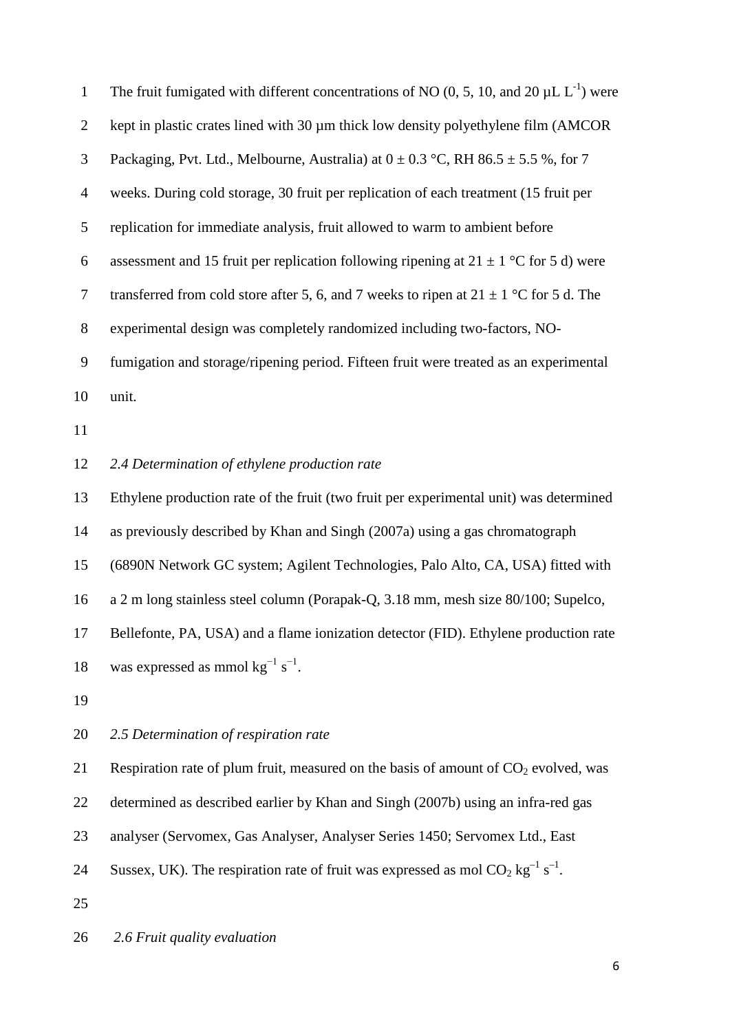The fruit fumigated with different concentrations of NO (0, 5, 10, and 20 μL $L^{-1}$) were kept in plastic crates lined with 30 μm thick low density polyethylene film (AMCOR Packaging, Pvt. Ltd., Melbourne, Australia) at 0 ± 0.3 °C, RH 86.5 ± 5.5 %, for 7 weeks. During cold storage, 30 fruit per replication of each treatment (15 fruit per replication for immediate analysis, fruit allowed to warm to ambient before assessment and 15 fruit per replication following ripening at 21 ± 1 °C for 5 d) were transferred from cold store after 5, 6, and 7 weeks to ripen at 21 ± 1 °C for 5 d. The experimental design was completely randomized including two-factors, NO-fumigation and storage/ripening period. Fifteen fruit were treated as an experimental unit.

### *2.4 Determination of ethylene production rate*

Ethylene production rate of the fruit (two fruit per experimental unit) was determined as previously described by Khan and Singh (2007a) using a gas chromatograph (6890N Network GC system; Agilent Technologies, Palo Alto, CA, USA) fitted with a 2 m long stainless steel column (Porapak-Q, 3.18 mm, mesh size 80/100; Supelco, Bellefonte, PA, USA) and a flame ionization detector (FID). Ethylene production rate was expressed as mmol $kg^{-1}$ $s^{-1}$.

### *2.5 Determination of respiration rate*

Respiration rate of plum fruit, measured on the basis of amount of $CO_2$ evolved, was determined as described earlier by Khan and Singh (2007b) using an infra-red gas analyser (Servomex, Gas Analyser, Analyser Series 1450; Servomex Ltd., East Sussex, UK). The respiration rate of fruit was expressed as mol $CO_2$ $kg^{-1}$ $s^{-1}$.

### *2.6 Fruit quality evaluation*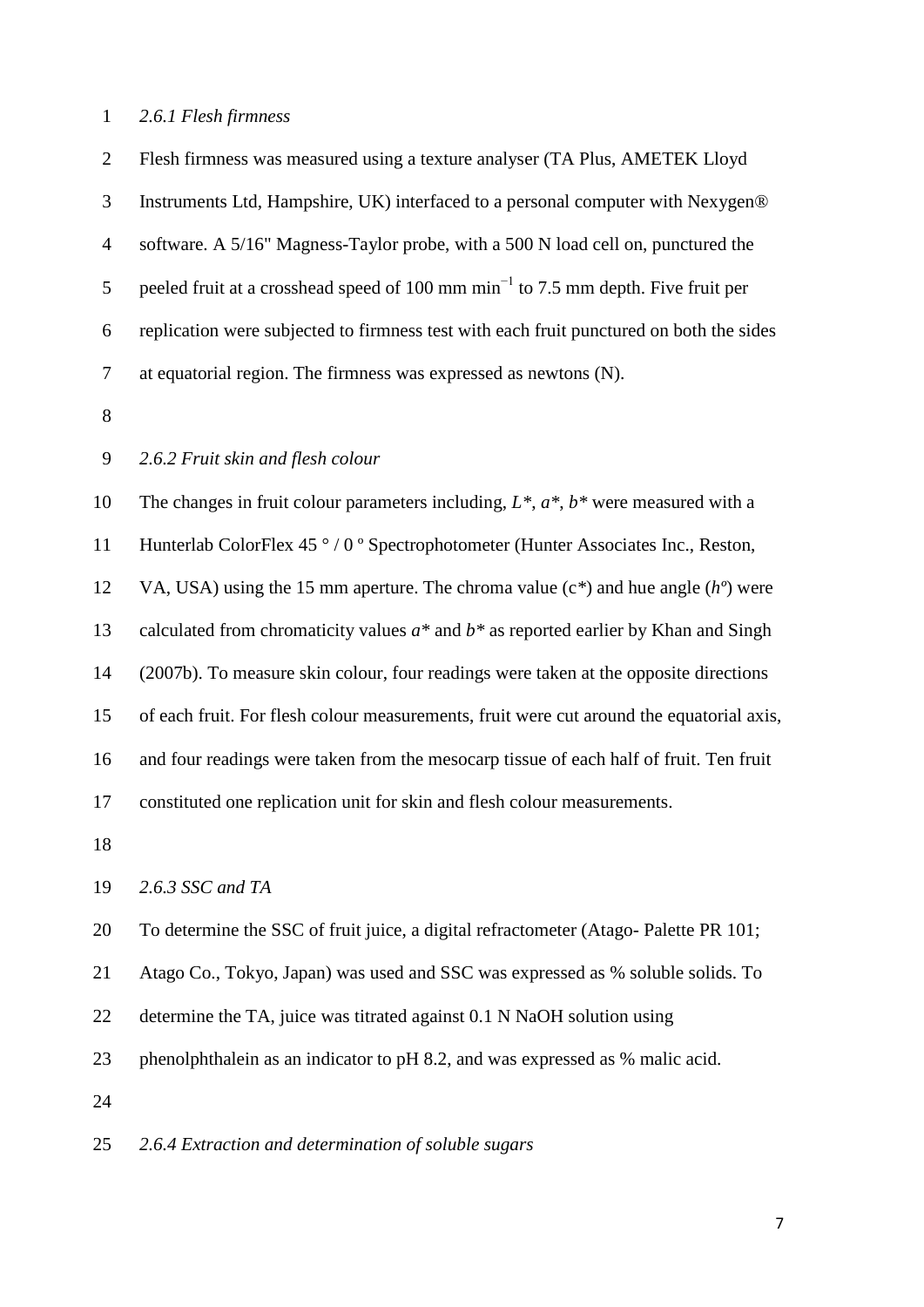*2.6.1 Flesh firmness*

Flesh firmness was measured using a texture analyser (TA Plus, AMETEK Lloyd Instruments Ltd, Hampshire, UK) interfaced to a personal computer with Nexygen® software. A 5/16" Magness-Taylor probe, with a 500 N load cell on, punctured the peeled fruit at a crosshead speed of 100 mm $min^{-1}$ to 7.5 mm depth. Five fruit per replication were subjected to firmness test with each fruit punctured on both the sides at equatorial region. The firmness was expressed as newtons (N).

*2.6.2 Fruit skin and flesh colour*

The changes in fruit colour parameters including, $L^*$, $a^*$, $b^*$ were measured with a Hunterlab ColorFlex 45 ° / 0 º Spectrophotometer (Hunter Associates Inc., Reston, VA, USA) using the 15 mm aperture. The chroma value ($c^*$) and hue angle ($h^o$) were calculated from chromaticity values $a^*$ and $b^*$ as reported earlier by Khan and Singh (2007b). To measure skin colour, four readings were taken at the opposite directions of each fruit. For flesh colour measurements, fruit were cut around the equatorial axis, and four readings were taken from the mesocarp tissue of each half of fruit. Ten fruit constituted one replication unit for skin and flesh colour measurements.

*2.6.3 SSC and TA*

To determine the SSC of fruit juice, a digital refractometer (Atago- Palette PR 101; Atago Co., Tokyo, Japan) was used and SSC was expressed as % soluble solids. To determine the TA, juice was titrated against 0.1 N NaOH solution using phenolphthalein as an indicator to pH 8.2, and was expressed as % malic acid.

*2.6.4 Extraction and determination of soluble sugars*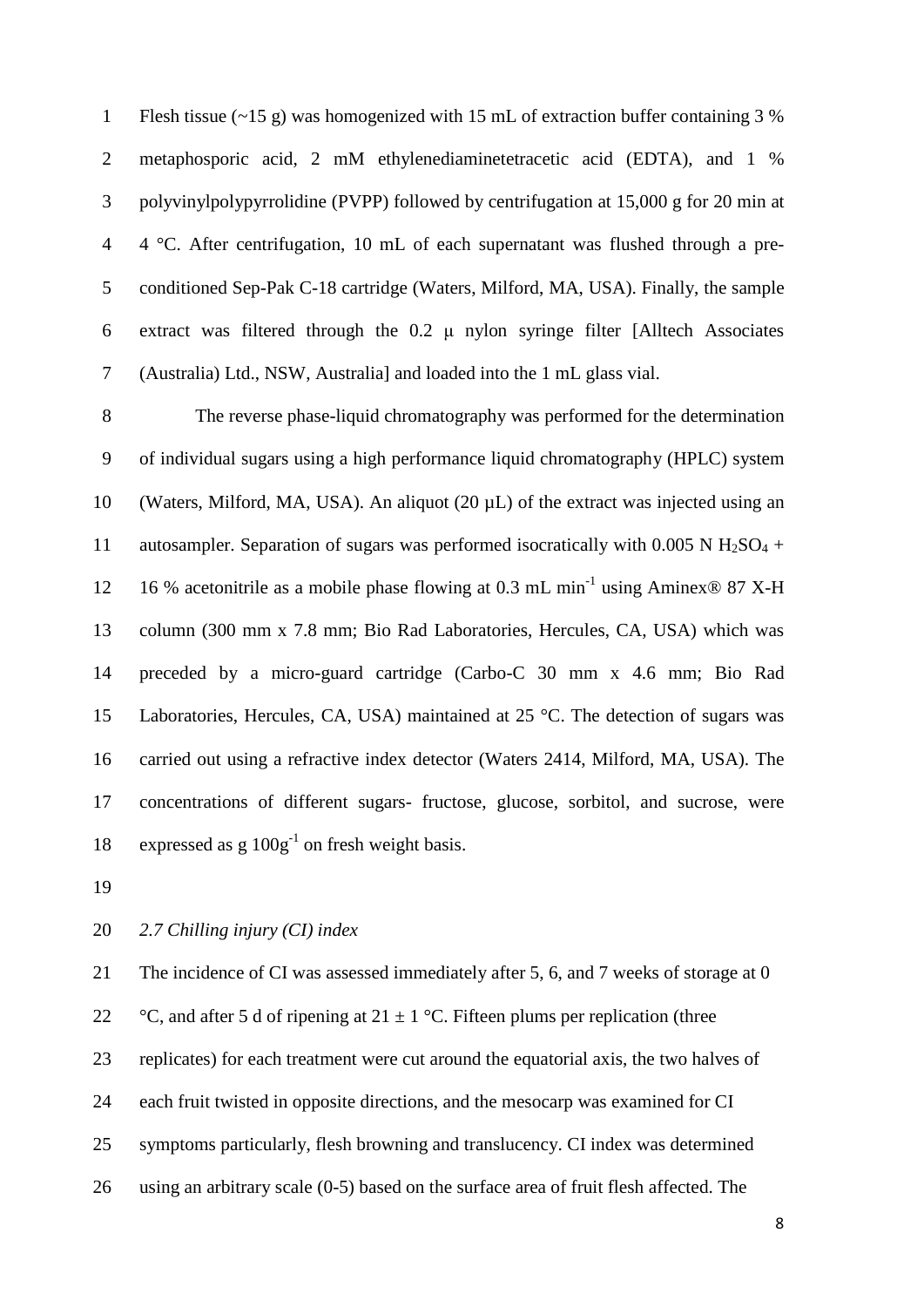Flesh tissue (~15 g) was homogenized with 15 mL of extraction buffer containing 3 % metaphosporic acid, 2 mM ethylenediaminetetracetic acid (EDTA), and 1 % polyvinylpolypyrrolidine (PVPP) followed by centrifugation at 15,000 g for 20 min at 4 °C. After centrifugation, 10 mL of each supernatant was flushed through a pre-conditioned Sep-Pak C-18 cartridge (Waters, Milford, MA, USA). Finally, the sample extract was filtered through the 0.2 μ nylon syringe filter [Alltech Associates (Australia) Ltd., NSW, Australia] and loaded into the 1 mL glass vial.

The reverse phase-liquid chromatography was performed for the determination of individual sugars using a high performance liquid chromatography (HPLC) system (Waters, Milford, MA, USA). An aliquot (20 µL) of the extract was injected using an autosampler. Separation of sugars was performed isocratically with 0.005 N $H_2SO_4$ + 16 % acetonitrile as a mobile phase flowing at 0.3 mL $min^{-1}$ using Aminex® 87 X-H column (300 mm x 7.8 mm; Bio Rad Laboratories, Hercules, CA, USA) which was preceded by a micro-guard cartridge (Carbo-C 30 mm x 4.6 mm; Bio Rad Laboratories, Hercules, CA, USA) maintained at 25 °C. The detection of sugars was carried out using a refractive index detector (Waters 2414, Milford, MA, USA). The concentrations of different sugars- fructose, glucose, sorbitol, and sucrose, were expressed as g $100g^{-1}$ on fresh weight basis.

### *2.7 Chilling injury (CI) index*

The incidence of CI was assessed immediately after 5, 6, and 7 weeks of storage at 0 °C, and after 5 d of ripening at 21 ± 1 °C. Fifteen plums per replication (three replicates) for each treatment were cut around the equatorial axis, the two halves of each fruit twisted in opposite directions, and the mesocarp was examined for CI symptoms particularly, flesh browning and translucency. CI index was determined using an arbitrary scale (0-5) based on the surface area of fruit flesh affected. The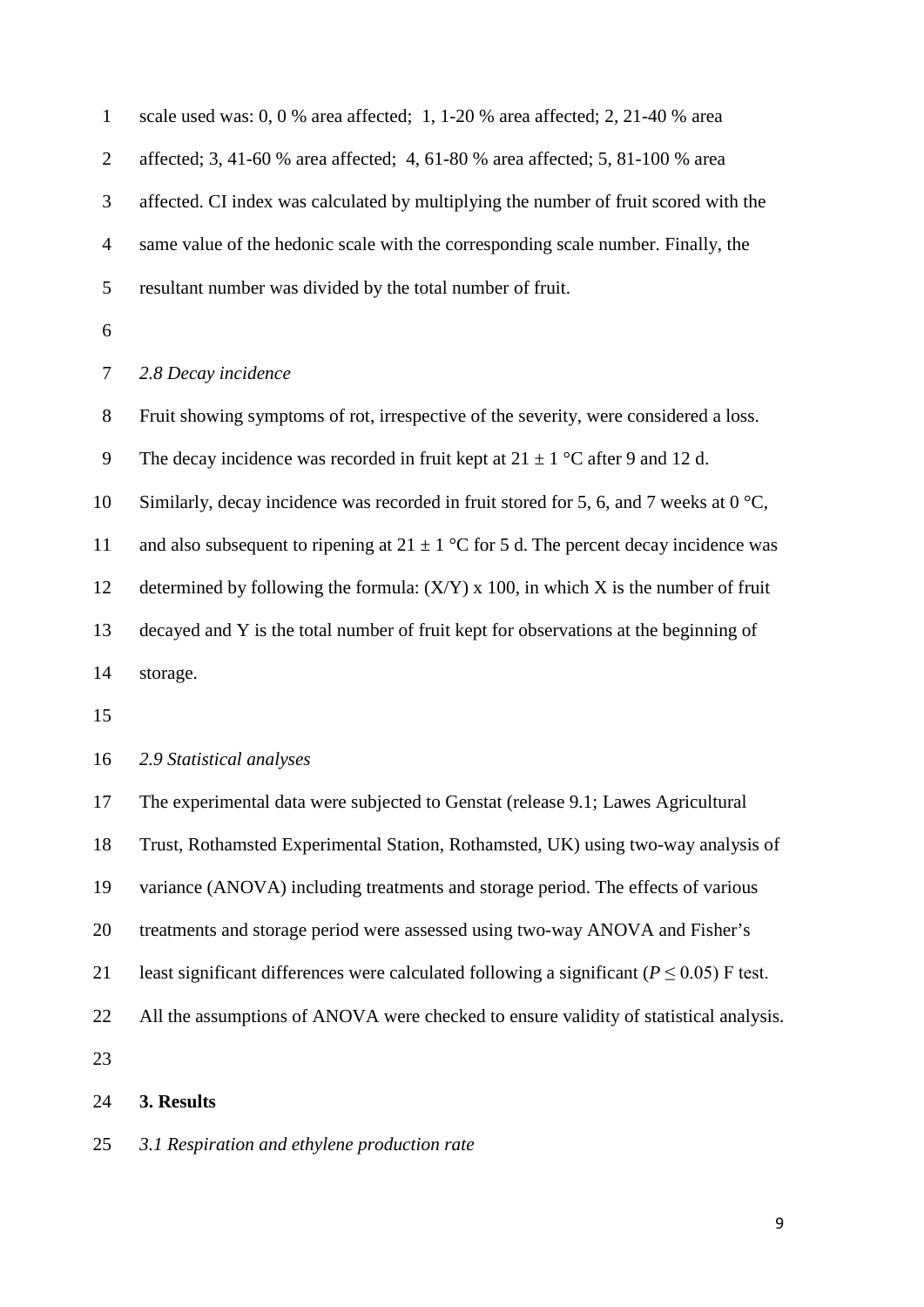scale used was: 0, 0 % area affected; 1, 1-20 % area affected; 2, 21-40 % area affected; 3, 41-60 % area affected; 4, 61-80 % area affected; 5, 81-100 % area affected. CI index was calculated by multiplying the number of fruit scored with the same value of the hedonic scale with the corresponding scale number. Finally, the resultant number was divided by the total number of fruit.

### *2.8 Decay incidence*

Fruit showing symptoms of rot, irrespective of the severity, were considered a loss. The decay incidence was recorded in fruit kept at 21 ± 1 °C after 9 and 12 d. Similarly, decay incidence was recorded in fruit stored for 5, 6, and 7 weeks at 0 °C, and also subsequent to ripening at 21 ± 1 °C for 5 d. The percent decay incidence was determined by following the formula: $(X/Y) \times 100$, in which X is the number of fruit decayed and Y is the total number of fruit kept for observations at the beginning of storage.

### *2.9 Statistical analyses*

The experimental data were subjected to Genstat (release 9.1; Lawes Agricultural Trust, Rothamsted Experimental Station, Rothamsted, UK) using two-way analysis of variance (ANOVA) including treatments and storage period. The effects of various treatments and storage period were assessed using two-way ANOVA and Fisher's least significant differences were calculated following a significant ($P \leq 0.05$) F test. All the assumptions of ANOVA were checked to ensure validity of statistical analysis.

## 3. Results

### *3.1 Respiration and ethylene production rate*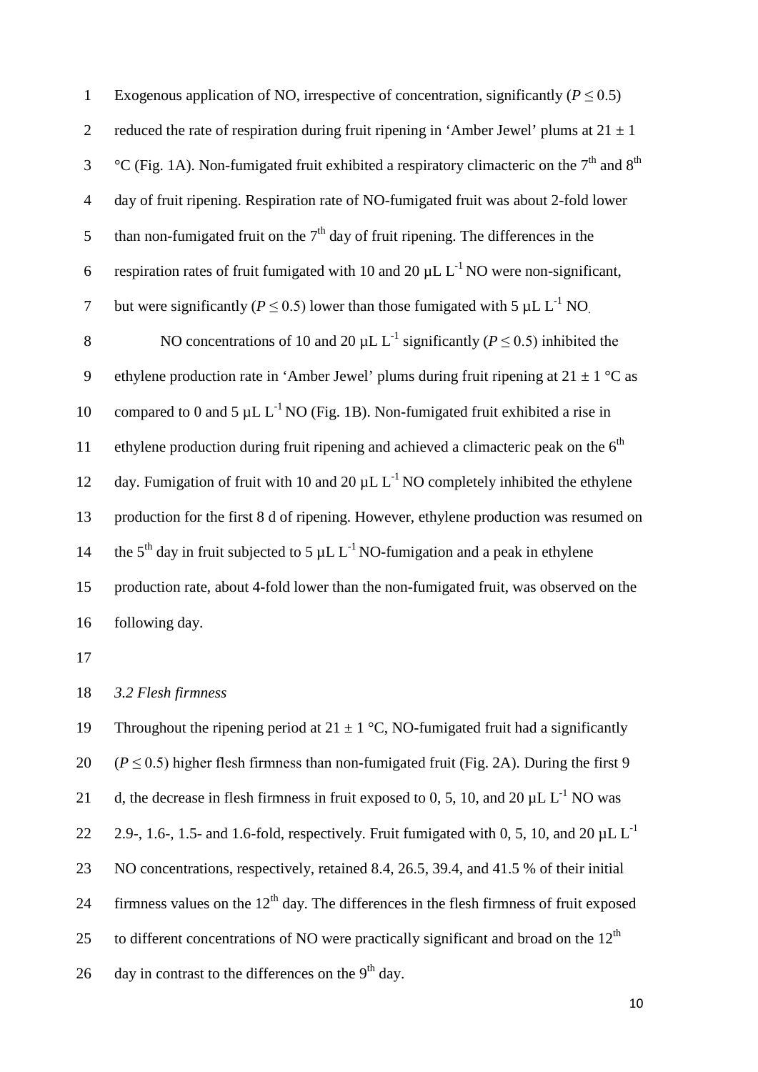Exogenous application of NO, irrespective of concentration, significantly ($P \leq 0.5$) reduced the rate of respiration during fruit ripening in 'Amber Jewel' plums at $21 \pm 1$ °C (Fig. 1A). Non-fumigated fruit exhibited a respiratory climacteric on the $7^{th}$ and $8^{th}$ day of fruit ripening. Respiration rate of NO-fumigated fruit was about 2-fold lower than non-fumigated fruit on the $7^{th}$ day of fruit ripening. The differences in the respiration rates of fruit fumigated with 10 and 20 µL $L^{-1}$ NO were non-significant, but were significantly ($P \leq 0.5$) lower than those fumigated with 5 µL $L^{-1}$ NO.

NO concentrations of 10 and 20 µL $L^{-1}$ significantly ($P \leq 0.5$) inhibited the ethylene production rate in 'Amber Jewel' plums during fruit ripening at $21 \pm 1$ °C as compared to 0 and 5 µL $L^{-1}$ NO (Fig. 1B). Non-fumigated fruit exhibited a rise in ethylene production during fruit ripening and achieved a climacteric peak on the $6^{th}$ day. Fumigation of fruit with 10 and 20 µL $L^{-1}$ NO completely inhibited the ethylene production for the first 8 d of ripening. However, ethylene production was resumed on the $5^{th}$ day in fruit subjected to 5 µL $L^{-1}$ NO-fumigation and a peak in ethylene production rate, about 4-fold lower than the non-fumigated fruit, was observed on the following day.

### *3.2 Flesh firmness*

Throughout the ripening period at $21 \pm 1$ °C, NO-fumigated fruit had a significantly ($P \leq 0.5$) higher flesh firmness than non-fumigated fruit (Fig. 2A). During the first 9 d, the decrease in flesh firmness in fruit exposed to 0, 5, 10, and 20 µL $L^{-1}$ NO was 2.9-, 1.6-, 1.5- and 1.6-fold, respectively. Fruit fumigated with 0, 5, 10, and 20 µL $L^{-1}$ NO concentrations, respectively, retained 8.4, 26.5, 39.4, and 41.5 % of their initial firmness values on the $12^{th}$ day. The differences in the flesh firmness of fruit exposed to different concentrations of NO were practically significant and broad on the $12^{th}$ day in contrast to the differences on the $9^{th}$ day.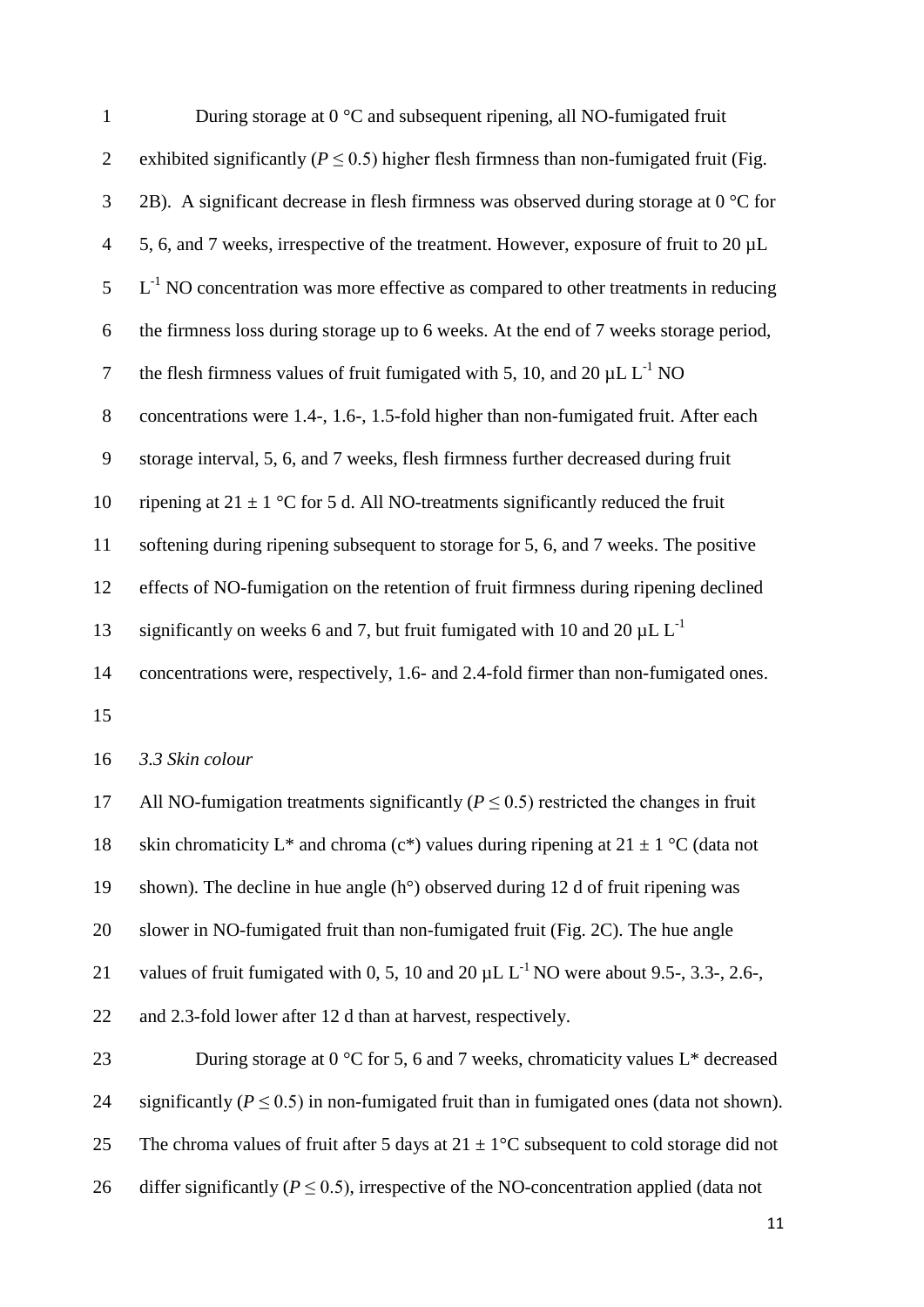During storage at 0 °C and subsequent ripening, all NO-fumigated fruit exhibited significantly ($P \leq 0.5$) higher flesh firmness than non-fumigated fruit (Fig. 2B). A significant decrease in flesh firmness was observed during storage at 0 °C for 5, 6, and 7 weeks, irrespective of the treatment. However, exposure of fruit to 20 µL $L^{-1}$ NO concentration was more effective as compared to other treatments in reducing the firmness loss during storage up to 6 weeks. At the end of 7 weeks storage period, the flesh firmness values of fruit fumigated with 5, 10, and 20 µL $L^{-1}$ NO concentrations were 1.4-, 1.6-, 1.5-fold higher than non-fumigated fruit. After each storage interval, 5, 6, and 7 weeks, flesh firmness further decreased during fruit ripening at 21 ± 1 °C for 5 d. All NO-treatments significantly reduced the fruit softening during ripening subsequent to storage for 5, 6, and 7 weeks. The positive effects of NO-fumigation on the retention of fruit firmness during ripening declined significantly on weeks 6 and 7, but fruit fumigated with 10 and 20 µL $L^{-1}$ concentrations were, respectively, 1.6- and 2.4-fold firmer than non-fumigated ones.

### *3.3 Skin colour*

All NO-fumigation treatments significantly ($P \leq 0.5$) restricted the changes in fruit skin chromaticity L* and chroma (c*) values during ripening at 21 ± 1 °C (data not shown). The decline in hue angle (h°) observed during 12 d of fruit ripening was slower in NO-fumigated fruit than non-fumigated fruit (Fig. 2C). The hue angle values of fruit fumigated with 0, 5, 10 and 20 µL $L^{-1}$ NO were about 9.5-, 3.3-, 2.6-, and 2.3-fold lower after 12 d than at harvest, respectively.

During storage at 0 °C for 5, 6 and 7 weeks, chromaticity values L* decreased significantly ($P \leq 0.5$) in non-fumigated fruit than in fumigated ones (data not shown). The chroma values of fruit after 5 days at 21 ± 1°C subsequent to cold storage did not differ significantly ($P \leq 0.5$), irrespective of the NO-concentration applied (data not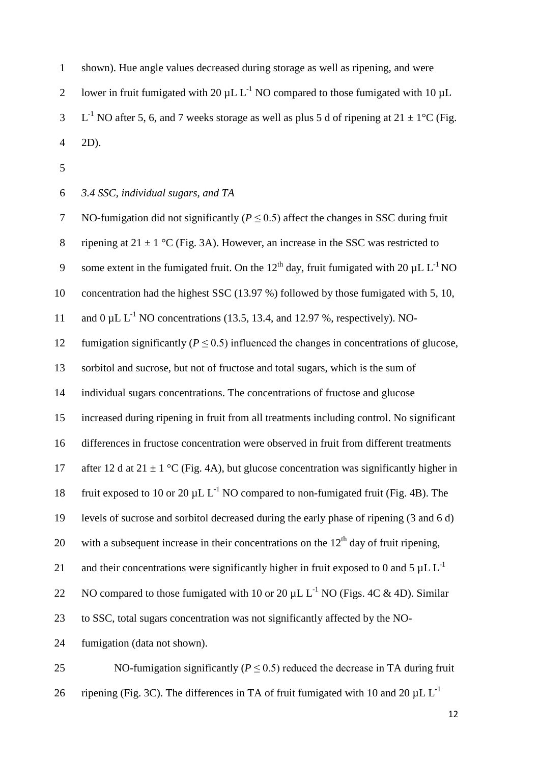shown). Hue angle values decreased during storage as well as ripening, and were lower in fruit fumigated with 20 µL $L^{-1}$ NO compared to those fumigated with 10 µL $L^{-1}$ NO after 5, 6, and 7 weeks storage as well as plus 5 d of ripening at 21 ± 1°C (Fig. 2D).

*3.4 SSC, individual sugars, and TA*

NO-fumigation did not significantly ($P \leq 0.5$) affect the changes in SSC during fruit ripening at 21 ± 1 °C (Fig. 3A). However, an increase in the SSC was restricted to some extent in the fumigated fruit. On the 12th day, fruit fumigated with 20 µL $L^{-1}$ NO concentration had the highest SSC (13.97 %) followed by those fumigated with 5, 10, and 0 µL $L^{-1}$ NO concentrations (13.5, 13.4, and 12.97 %, respectively). NO-fumigation significantly ($P \leq 0.5$) influenced the changes in concentrations of glucose, sorbitol and sucrose, but not of fructose and total sugars, which is the sum of individual sugars concentrations. The concentrations of fructose and glucose increased during ripening in fruit from all treatments including control. No significant differences in fructose concentration were observed in fruit from different treatments after 12 d at 21 ± 1 °C (Fig. 4A), but glucose concentration was significantly higher in fruit exposed to 10 or 20 µL $L^{-1}$ NO compared to non-fumigated fruit (Fig. 4B). The levels of sucrose and sorbitol decreased during the early phase of ripening (3 and 6 d) with a subsequent increase in their concentrations on the 12th day of fruit ripening, and their concentrations were significantly higher in fruit exposed to 0 and 5 µL $L^{-1}$ NO compared to those fumigated with 10 or 20 µL $L^{-1}$ NO (Figs. 4C & 4D). Similar to SSC, total sugars concentration was not significantly affected by the NO-fumigation (data not shown).

NO-fumigation significantly ($P \leq 0.5$) reduced the decrease in TA during fruit ripening (Fig. 3C). The differences in TA of fruit fumigated with 10 and 20 µL $L^{-1}$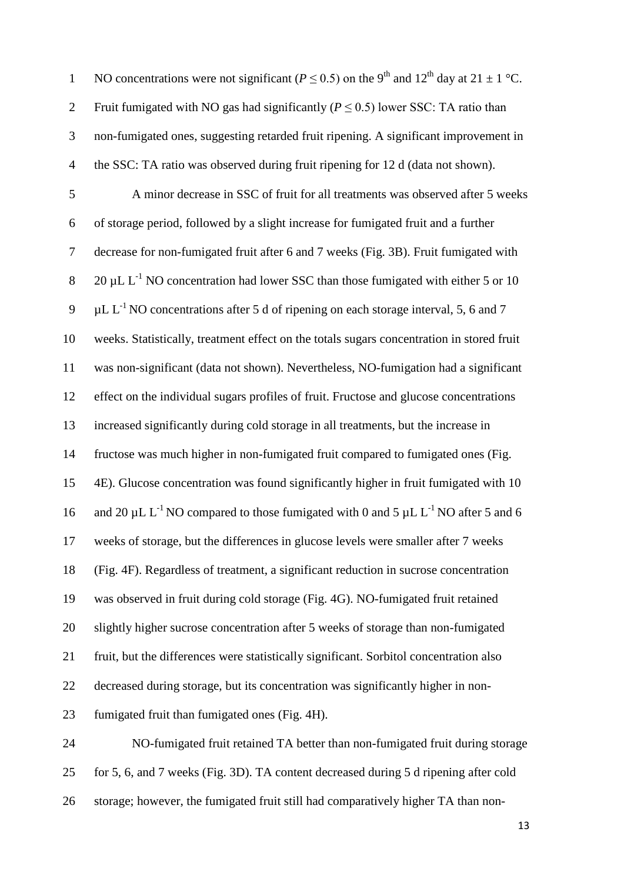NO concentrations were not significant ($P \leq 0.5$) on the 9$^{th}$ and 12$^{th}$ day at $21 \pm 1$ °C. Fruit fumigated with NO gas had significantly ($P \leq 0.5$) lower SSC: TA ratio than non-fumigated ones, suggesting retarded fruit ripening. A significant improvement in the SSC: TA ratio was observed during fruit ripening for 12 d (data not shown).

A minor decrease in SSC of fruit for all treatments was observed after 5 weeks of storage period, followed by a slight increase for fumigated fruit and a further decrease for non-fumigated fruit after 6 and 7 weeks (Fig. 3B). Fruit fumigated with 20 µL L$^{-1}$ NO concentration had lower SSC than those fumigated with either 5 or 10 µL L$^{-1}$ NO concentrations after 5 d of ripening on each storage interval, 5, 6 and 7 weeks. Statistically, treatment effect on the totals sugars concentration in stored fruit was non-significant (data not shown). Nevertheless, NO-fumigation had a significant effect on the individual sugars profiles of fruit. Fructose and glucose concentrations increased significantly during cold storage in all treatments, but the increase in fructose was much higher in non-fumigated fruit compared to fumigated ones (Fig. 4E). Glucose concentration was found significantly higher in fruit fumigated with 10 and 20 µL L$^{-1}$ NO compared to those fumigated with 0 and 5 µL L$^{-1}$ NO after 5 and 6 weeks of storage, but the differences in glucose levels were smaller after 7 weeks (Fig. 4F). Regardless of treatment, a significant reduction in sucrose concentration was observed in fruit during cold storage (Fig. 4G). NO-fumigated fruit retained slightly higher sucrose concentration after 5 weeks of storage than non-fumigated fruit, but the differences were statistically significant. Sorbitol concentration also decreased during storage, but its concentration was significantly higher in non-fumigated fruit than fumigated ones (Fig. 4H).

NO-fumigated fruit retained TA better than non-fumigated fruit during storage for 5, 6, and 7 weeks (Fig. 3D). TA content decreased during 5 d ripening after cold storage; however, the fumigated fruit still had comparatively higher TA than non-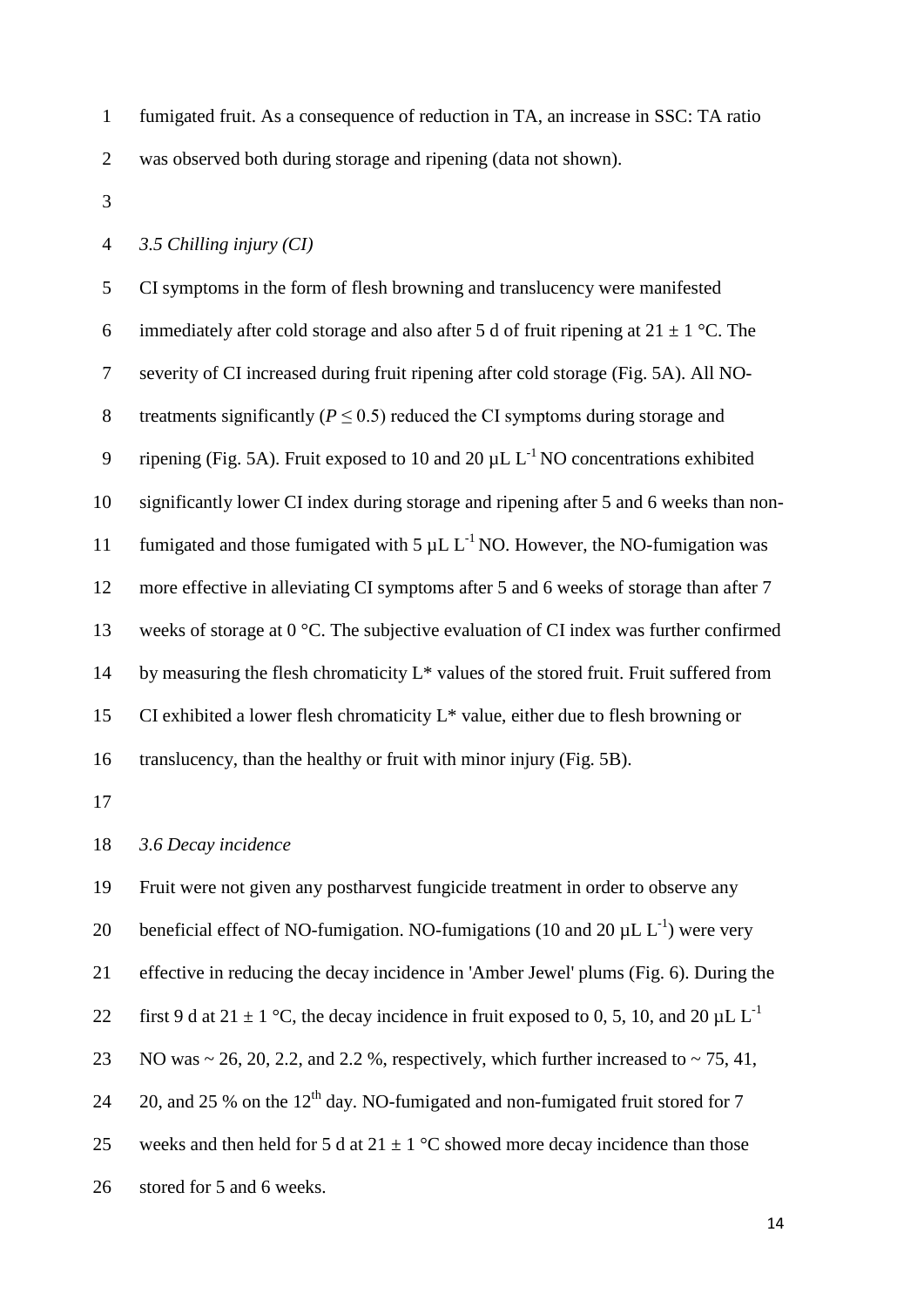fumigated fruit. As a consequence of reduction in TA, an increase in SSC: TA ratio was observed both during storage and ripening (data not shown).

### *3.5 Chilling injury (CI)*

CI symptoms in the form of flesh browning and translucency were manifested immediately after cold storage and also after 5 d of fruit ripening at 21 ± 1 °C. The severity of CI increased during fruit ripening after cold storage (Fig. 5A). All NO-treatments significantly ($P \leq 0.5$) reduced the CI symptoms during storage and ripening (Fig. 5A). Fruit exposed to 10 and 20 $\mu L\ L^{-1}$ NO concentrations exhibited significantly lower CI index during storage and ripening after 5 and 6 weeks than non-fumigated and those fumigated with 5 $\mu L\ L^{-1}$ NO. However, the NO-fumigation was more effective in alleviating CI symptoms after 5 and 6 weeks of storage than after 7 weeks of storage at 0 °C. The subjective evaluation of CI index was further confirmed by measuring the flesh chromaticity L* values of the stored fruit. Fruit suffered from CI exhibited a lower flesh chromaticity L* value, either due to flesh browning or translucency, than the healthy or fruit with minor injury (Fig. 5B).

### *3.6 Decay incidence*

Fruit were not given any postharvest fungicide treatment in order to observe any beneficial effect of NO-fumigation. NO-fumigations (10 and 20 $\mu L\ L^{-1}$) were very effective in reducing the decay incidence in 'Amber Jewel' plums (Fig. 6). During the first 9 d at 21 ± 1 °C, the decay incidence in fruit exposed to 0, 5, 10, and 20 $\mu L\ L^{-1}$ NO was ~ 26, 20, 2.2, and 2.2 %, respectively, which further increased to ~ 75, 41, 20, and 25 % on the 12$^{th}$ day. NO-fumigated and non-fumigated fruit stored for 7 weeks and then held for 5 d at 21 ± 1 °C showed more decay incidence than those stored for 5 and 6 weeks.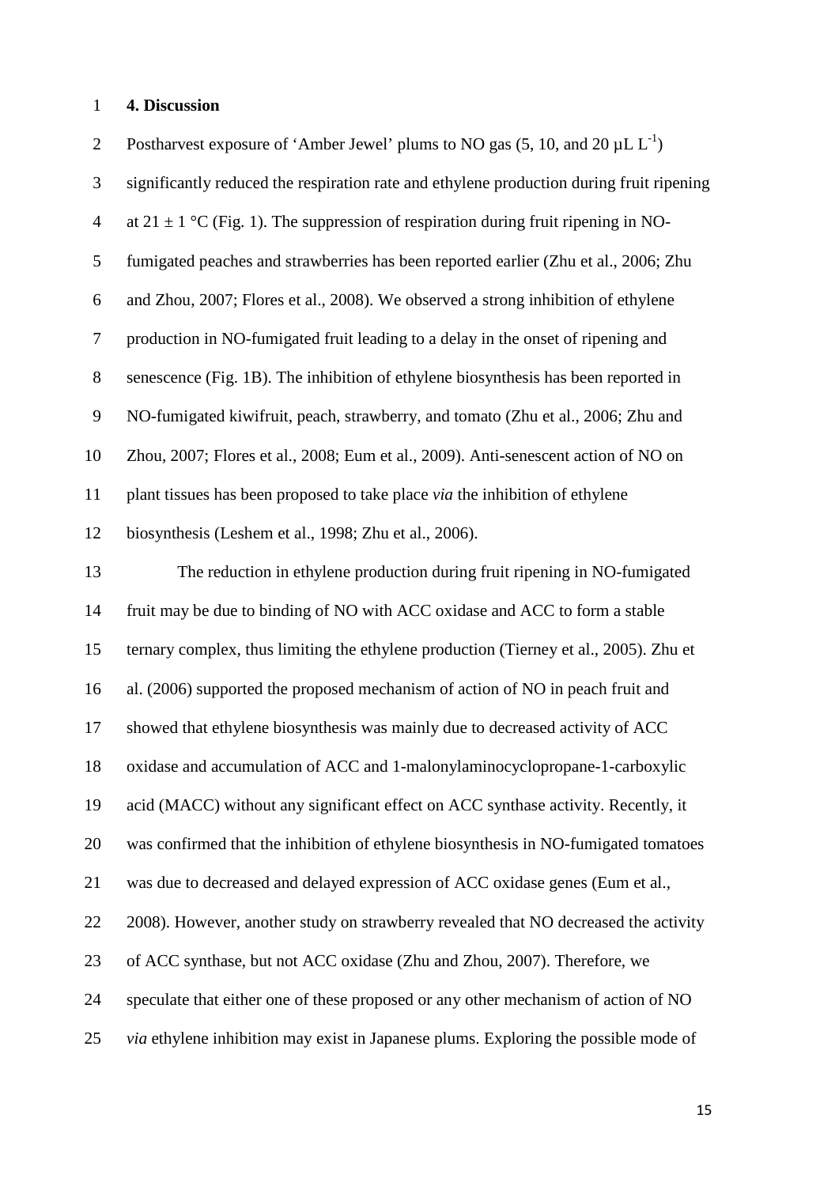## 4. Discussion

Postharvest exposure of 'Amber Jewel' plums to NO gas (5, 10, and 20 $\mu L\ L^{-1}$) significantly reduced the respiration rate and ethylene production during fruit ripening at $21 \pm 1$ °C (Fig. 1). The suppression of respiration during fruit ripening in NO-fumigated peaches and strawberries has been reported earlier (Zhu et al., 2006; Zhu and Zhou, 2007; Flores et al., 2008). We observed a strong inhibition of ethylene production in NO-fumigated fruit leading to a delay in the onset of ripening and senescence (Fig. 1B). The inhibition of ethylene biosynthesis has been reported in NO-fumigated kiwifruit, peach, strawberry, and tomato (Zhu et al., 2006; Zhu and Zhou, 2007; Flores et al., 2008; Eum et al., 2009). Anti-senescent action of NO on plant tissues has been proposed to take place *via* the inhibition of ethylene biosynthesis (Leshem et al., 1998; Zhu et al., 2006).

The reduction in ethylene production during fruit ripening in NO-fumigated fruit may be due to binding of NO with ACC oxidase and ACC to form a stable ternary complex, thus limiting the ethylene production (Tierney et al., 2005). Zhu et al. (2006) supported the proposed mechanism of action of NO in peach fruit and showed that ethylene biosynthesis was mainly due to decreased activity of ACC oxidase and accumulation of ACC and 1-malonylaminocyclopropane-1-carboxylic acid (MACC) without any significant effect on ACC synthase activity. Recently, it was confirmed that the inhibition of ethylene biosynthesis in NO-fumigated tomatoes was due to decreased and delayed expression of ACC oxidase genes (Eum et al., 2008). However, another study on strawberry revealed that NO decreased the activity of ACC synthase, but not ACC oxidase (Zhu and Zhou, 2007). Therefore, we speculate that either one of these proposed or any other mechanism of action of NO *via* ethylene inhibition may exist in Japanese plums. Exploring the possible mode of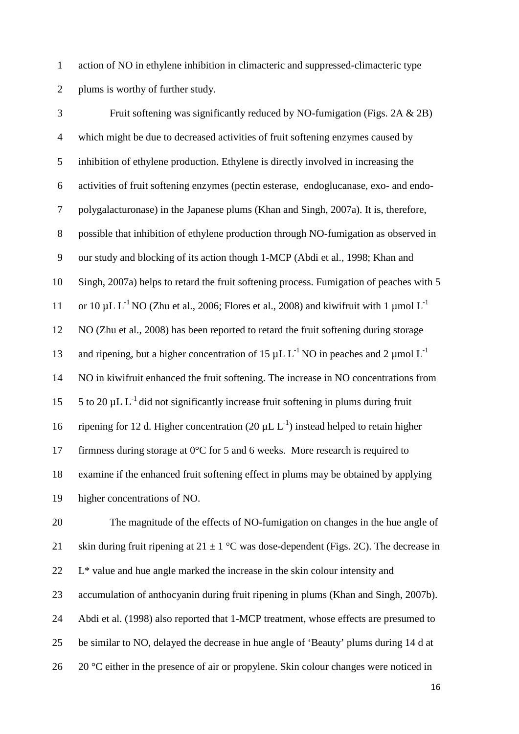action of NO in ethylene inhibition in climacteric and suppressed-climacteric type plums is worthy of further study.

Fruit softening was significantly reduced by NO-fumigation (Figs. 2A & 2B) which might be due to decreased activities of fruit softening enzymes caused by inhibition of ethylene production. Ethylene is directly involved in increasing the activities of fruit softening enzymes (pectin esterase, endoglucanase, exo- and endo-polygalacturonase) in the Japanese plums (Khan and Singh, 2007a). It is, therefore, possible that inhibition of ethylene production through NO-fumigation as observed in our study and blocking of its action though 1-MCP (Abdi et al., 1998; Khan and Singh, 2007a) helps to retard the fruit softening process. Fumigation of peaches with 5 or 10 $\mu L\ L^{-1}$ NO (Zhu et al., 2006; Flores et al., 2008) and kiwifruit with 1 $\mu mol\ L^{-1}$ NO (Zhu et al., 2008) has been reported to retard the fruit softening during storage and ripening, but a higher concentration of 15 $\mu L\ L^{-1}$ NO in peaches and 2 $\mu mol\ L^{-1}$ NO in kiwifruit enhanced the fruit softening. The increase in NO concentrations from 5 to 20 $\mu L\ L^{-1}$ did not significantly increase fruit softening in plums during fruit ripening for 12 d. Higher concentration (20 $\mu L\ L^{-1}$) instead helped to retain higher firmness during storage at 0°C for 5 and 6 weeks. More research is required to examine if the enhanced fruit softening effect in plums may be obtained by applying higher concentrations of NO.

The magnitude of the effects of NO-fumigation on changes in the hue angle of skin during fruit ripening at 21 ± 1 °C was dose-dependent (Figs. 2C). The decrease in L* value and hue angle marked the increase in the skin colour intensity and accumulation of anthocyanin during fruit ripening in plums (Khan and Singh, 2007b). Abdi et al. (1998) also reported that 1-MCP treatment, whose effects are presumed to be similar to NO, delayed the decrease in hue angle of 'Beauty' plums during 14 d at 20 °C either in the presence of air or propylene. Skin colour changes were noticed in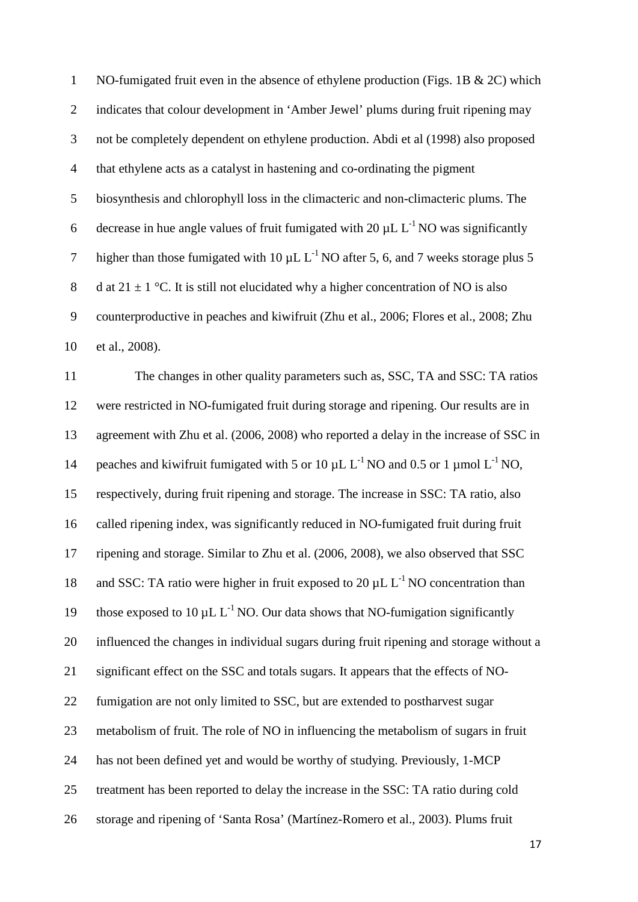NO-fumigated fruit even in the absence of ethylene production (Figs. 1B & 2C) which indicates that colour development in 'Amber Jewel' plums during fruit ripening may not be completely dependent on ethylene production. Abdi et al (1998) also proposed that ethylene acts as a catalyst in hastening and co-ordinating the pigment biosynthesis and chlorophyll loss in the climacteric and non-climacteric plums. The decrease in hue angle values of fruit fumigated with 20 $\mu L\ L^{-1}$ NO was significantly higher than those fumigated with 10 $\mu L\ L^{-1}$ NO after 5, 6, and 7 weeks storage plus 5 d at 21 ± 1 °C. It is still not elucidated why a higher concentration of NO is also counterproductive in peaches and kiwifruit (Zhu et al., 2006; Flores et al., 2008; Zhu et al., 2008).

The changes in other quality parameters such as, SSC, TA and SSC: TA ratios were restricted in NO-fumigated fruit during storage and ripening. Our results are in agreement with Zhu et al. (2006, 2008) who reported a delay in the increase of SSC in peaches and kiwifruit fumigated with 5 or 10 $\mu L\ L^{-1}$ NO and 0.5 or 1 $\mu mol\ L^{-1}$ NO, respectively, during fruit ripening and storage. The increase in SSC: TA ratio, also called ripening index, was significantly reduced in NO-fumigated fruit during fruit ripening and storage. Similar to Zhu et al. (2006, 2008), we also observed that SSC and SSC: TA ratio were higher in fruit exposed to 20 $\mu L\ L^{-1}$ NO concentration than those exposed to 10 $\mu L\ L^{-1}$ NO. Our data shows that NO-fumigation significantly influenced the changes in individual sugars during fruit ripening and storage without a significant effect on the SSC and totals sugars. It appears that the effects of NO-fumigation are not only limited to SSC, but are extended to postharvest sugar metabolism of fruit. The role of NO in influencing the metabolism of sugars in fruit has not been defined yet and would be worthy of studying. Previously, 1-MCP treatment has been reported to delay the increase in the SSC: TA ratio during cold storage and ripening of 'Santa Rosa' (Martínez-Romero et al., 2003). Plums fruit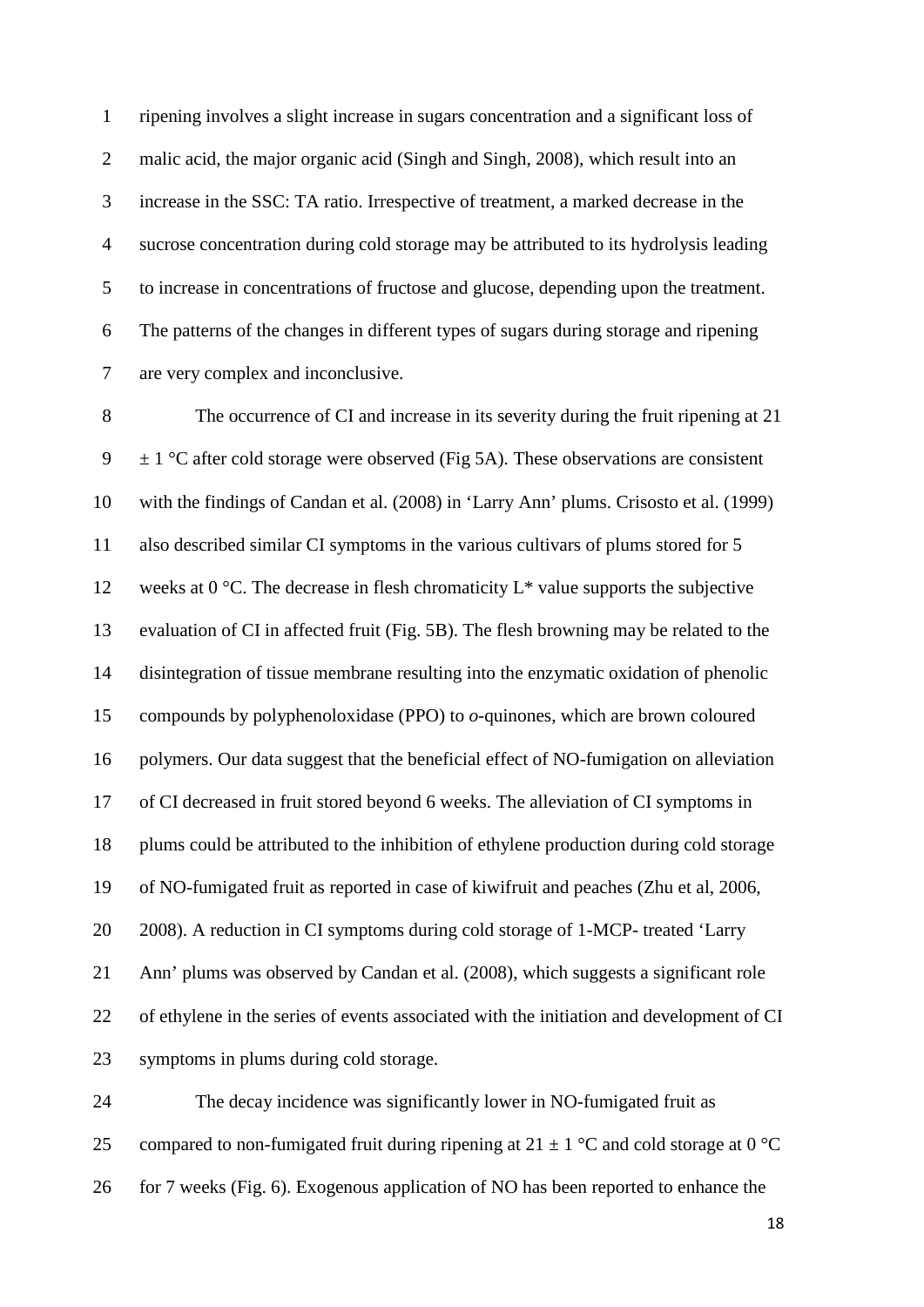ripening involves a slight increase in sugars concentration and a significant loss of malic acid, the major organic acid (Singh and Singh, 2008), which result into an increase in the SSC: TA ratio. Irrespective of treatment, a marked decrease in the sucrose concentration during cold storage may be attributed to its hydrolysis leading to increase in concentrations of fructose and glucose, depending upon the treatment. The patterns of the changes in different types of sugars during storage and ripening are very complex and inconclusive.

The occurrence of CI and increase in its severity during the fruit ripening at 21 ± 1 °C after cold storage were observed (Fig 5A). These observations are consistent with the findings of Candan et al. (2008) in 'Larry Ann' plums. Crisosto et al. (1999) also described similar CI symptoms in the various cultivars of plums stored for 5 weeks at 0 °C. The decrease in flesh chromaticity L* value supports the subjective evaluation of CI in affected fruit (Fig. 5B). The flesh browning may be related to the disintegration of tissue membrane resulting into the enzymatic oxidation of phenolic compounds by polyphenoloxidase (PPO) to *o*-quinones, which are brown coloured polymers. Our data suggest that the beneficial effect of NO-fumigation on alleviation of CI decreased in fruit stored beyond 6 weeks. The alleviation of CI symptoms in plums could be attributed to the inhibition of ethylene production during cold storage of NO-fumigated fruit as reported in case of kiwifruit and peaches (Zhu et al, 2006, 2008). A reduction in CI symptoms during cold storage of 1-MCP- treated 'Larry Ann' plums was observed by Candan et al. (2008), which suggests a significant role of ethylene in the series of events associated with the initiation and development of CI symptoms in plums during cold storage.

The decay incidence was significantly lower in NO-fumigated fruit as compared to non-fumigated fruit during ripening at 21 ± 1 °C and cold storage at 0 °C for 7 weeks (Fig. 6). Exogenous application of NO has been reported to enhance the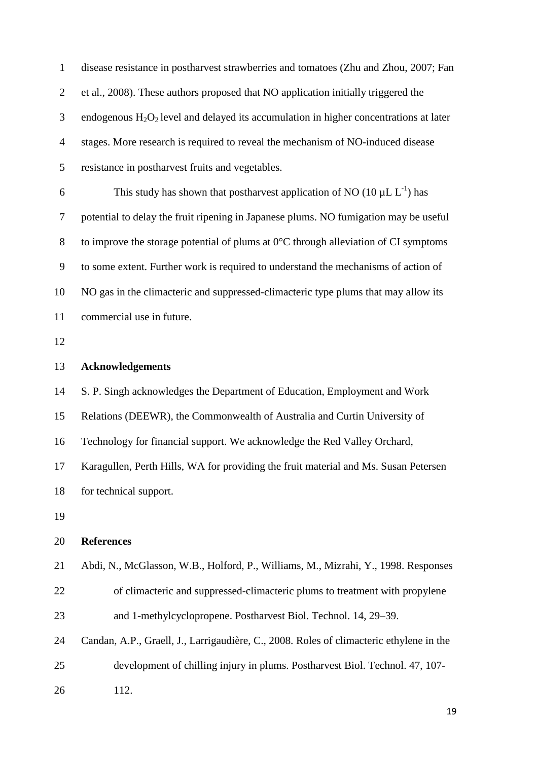disease resistance in postharvest strawberries and tomatoes (Zhu and Zhou, 2007; Fan et al., 2008). These authors proposed that NO application initially triggered the endogenous $H_2O_2$ level and delayed its accumulation in higher concentrations at later stages. More research is required to reveal the mechanism of NO-induced disease resistance in postharvest fruits and vegetables.

This study has shown that postharvest application of NO (10 μL $L^{-1}$) has potential to delay the fruit ripening in Japanese plums. NO fumigation may be useful to improve the storage potential of plums at 0°C through alleviation of CI symptoms to some extent. Further work is required to understand the mechanisms of action of NO gas in the climacteric and suppressed-climacteric type plums that may allow its commercial use in future.

## Acknowledgements

S. P. Singh acknowledges the Department of Education, Employment and Work Relations (DEEWR), the Commonwealth of Australia and Curtin University of Technology for financial support. We acknowledge the Red Valley Orchard, Karagullen, Perth Hills, WA for providing the fruit material and Ms. Susan Petersen for technical support.

## References

Abdi, N., McGlasson, W.B., Holford, P., Williams, M., Mizrahi, Y., 1998. Responses of climacteric and suppressed-climacteric plums to treatment with propylene and 1-methylcyclopropene. Postharvest Biol. Technol. 14, 29–39.

Candan, A.P., Graell, J., Larrigaudière, C., 2008. Roles of climacteric ethylene in the development of chilling injury in plums. Postharvest Biol. Technol. 47, 107-112.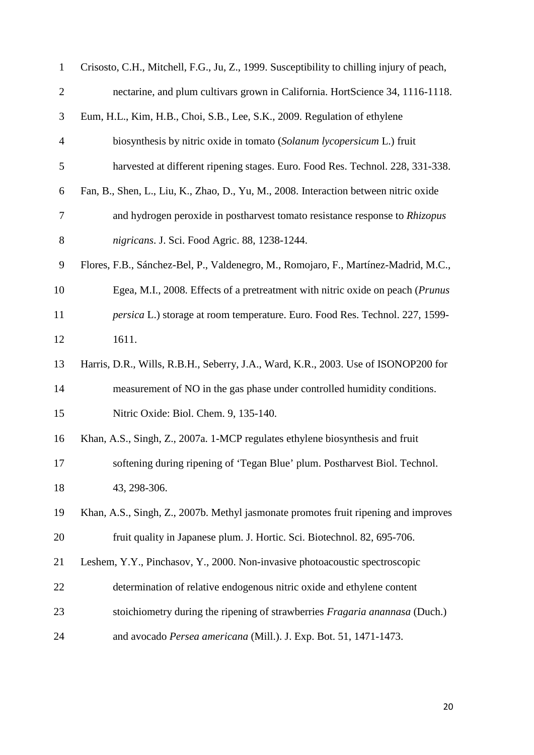Crisosto, C.H., Mitchell, F.G., Ju, Z., 1999. Susceptibility to chilling injury of peach, nectarine, and plum cultivars grown in California. HortScience 34, 1116-1118.

Eum, H.L., Kim, H.B., Choi, S.B., Lee, S.K., 2009. Regulation of ethylene biosynthesis by nitric oxide in tomato (*Solanum lycopersicum* L.) fruit harvested at different ripening stages. Euro. Food Res. Technol. 228, 331-338.

Fan, B., Shen, L., Liu, K., Zhao, D., Yu, M., 2008. Interaction between nitric oxide and hydrogen peroxide in postharvest tomato resistance response to *Rhizopus nigricans*. J. Sci. Food Agric. 88, 1238-1244.

Flores, F.B., Sánchez-Bel, P., Valdenegro, M., Romojaro, F., Martínez-Madrid, M.C., Egea, M.I., 2008. Effects of a pretreatment with nitric oxide on peach (*Prunus persica* L.) storage at room temperature. Euro. Food Res. Technol. 227, 1599-1611.

Harris, D.R., Wills, R.B.H., Seberry, J.A., Ward, K.R., 2003. Use of ISONOP200 for measurement of NO in the gas phase under controlled humidity conditions. Nitric Oxide: Biol. Chem. 9, 135-140.

Khan, A.S., Singh, Z., 2007a. 1-MCP regulates ethylene biosynthesis and fruit softening during ripening of 'Tegan Blue' plum. Postharvest Biol. Technol. 43, 298-306.

Khan, A.S., Singh, Z., 2007b. Methyl jasmonate promotes fruit ripening and improves fruit quality in Japanese plum. J. Hortic. Sci. Biotechnol. 82, 695-706.

Leshem, Y.Y., Pinchasov, Y., 2000. Non-invasive photoacoustic spectroscopic determination of relative endogenous nitric oxide and ethylene content stoichiometry during the ripening of strawberries *Fragaria anannasa* (Duch.) and avocado *Persea americana* (Mill.). J. Exp. Bot. 51, 1471-1473.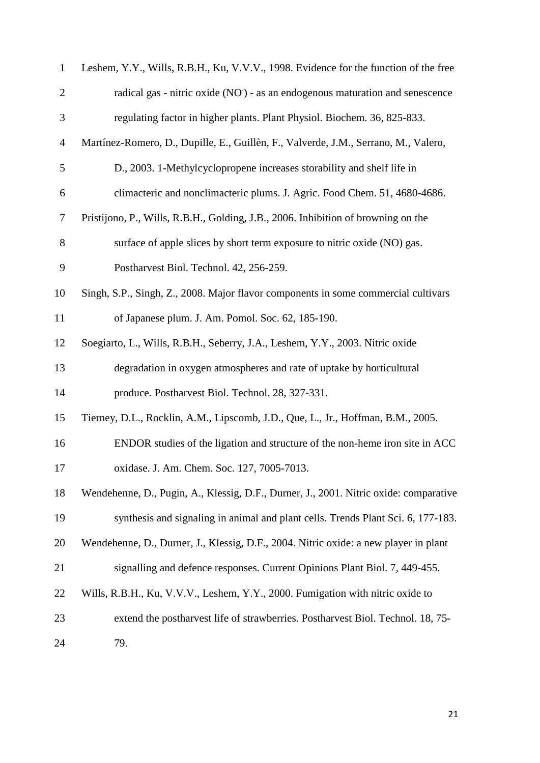Leshem, Y.Y., Wills, R.B.H., Ku, V.V.V., 1998. Evidence for the function of the free radical gas - nitric oxide ($NO^{\cdot}$) - as an endogenous maturation and senescence regulating factor in higher plants. Plant Physiol. Biochem. 36, 825-833.

Martínez-Romero, D., Dupille, E., Guillèn, F., Valverde, J.M., Serrano, M., Valero, D., 2003. 1-Methylcyclopropene increases storability and shelf life in climacteric and nonclimacteric plums. J. Agric. Food Chem. 51, 4680-4686.

Pristijono, P., Wills, R.B.H., Golding, J.B., 2006. Inhibition of browning on the surface of apple slices by short term exposure to nitric oxide (NO) gas. Postharvest Biol. Technol. 42, 256-259.

Singh, S.P., Singh, Z., 2008. Major flavor components in some commercial cultivars of Japanese plum. J. Am. Pomol. Soc. 62, 185-190.

Soegiarto, L., Wills, R.B.H., Seberry, J.A., Leshem, Y.Y., 2003. Nitric oxide degradation in oxygen atmospheres and rate of uptake by horticultural produce. Postharvest Biol. Technol. 28, 327-331.

Tierney, D.L., Rocklin, A.M., Lipscomb, J.D., Que, L., Jr., Hoffman, B.M., 2005. ENDOR studies of the ligation and structure of the non-heme iron site in ACC oxidase. J. Am. Chem. Soc. 127, 7005-7013.

Wendehenne, D., Pugin, A., Klessig, D.F., Durner, J., 2001. Nitric oxide: comparative synthesis and signaling in animal and plant cells. Trends Plant Sci. 6, 177-183.

Wendehenne, D., Durner, J., Klessig, D.F., 2004. Nitric oxide: a new player in plant signalling and defence responses. Current Opinions Plant Biol. 7, 449-455.

Wills, R.B.H., Ku, V.V.V., Leshem, Y.Y., 2000. Fumigation with nitric oxide to extend the postharvest life of strawberries. Postharvest Biol. Technol. 18, 75-79.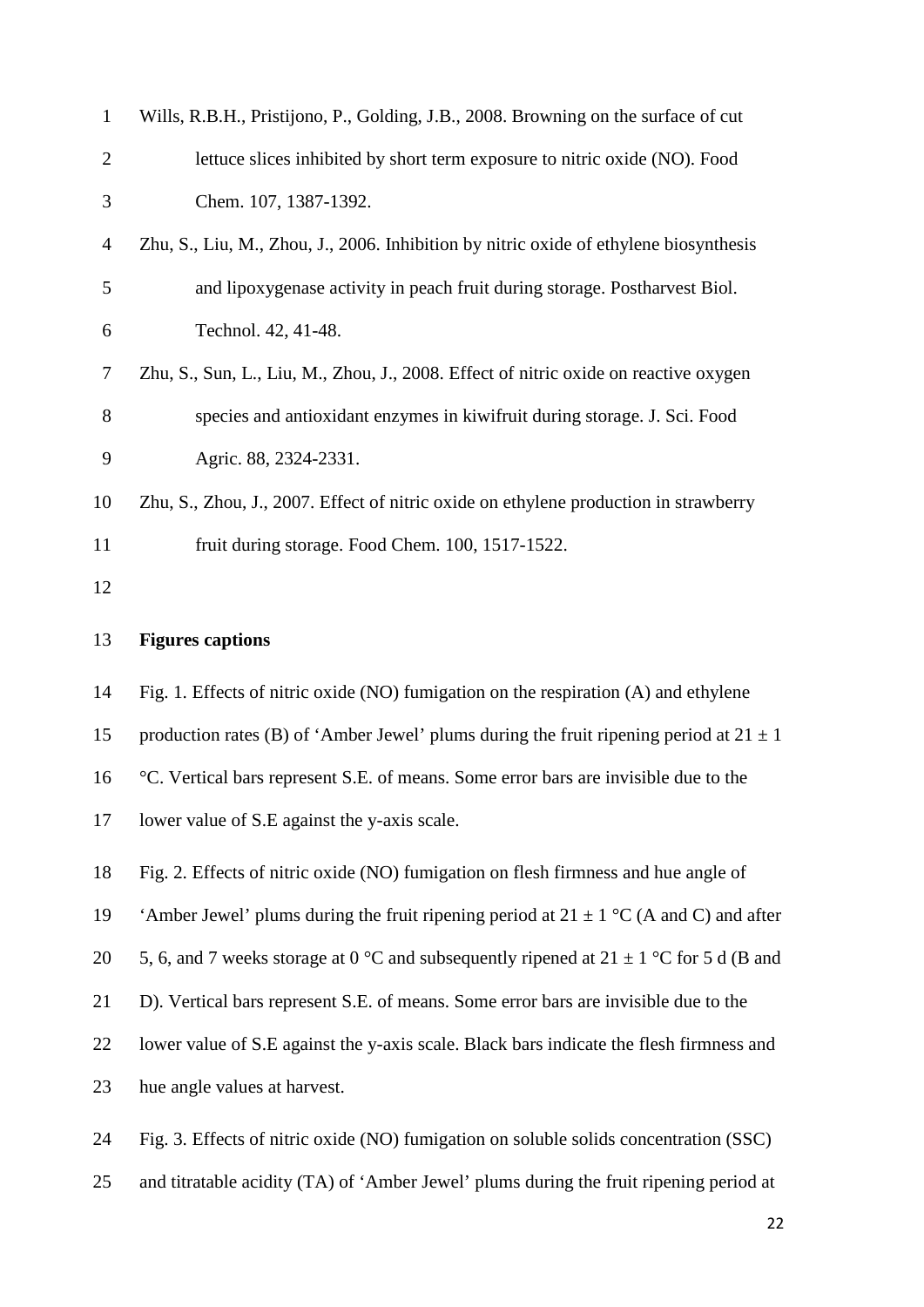Wills, R.B.H., Pristijono, P., Golding, J.B., 2008. Browning on the surface of cut lettuce slices inhibited by short term exposure to nitric oxide (NO). Food Chem. 107, 1387-1392.

Zhu, S., Liu, M., Zhou, J., 2006. Inhibition by nitric oxide of ethylene biosynthesis and lipoxygenase activity in peach fruit during storage. Postharvest Biol. Technol. 42, 41-48.

Zhu, S., Sun, L., Liu, M., Zhou, J., 2008. Effect of nitric oxide on reactive oxygen species and antioxidant enzymes in kiwifruit during storage. J. Sci. Food Agric. 88, 2324-2331.

Zhu, S., Zhou, J., 2007. Effect of nitric oxide on ethylene production in strawberry fruit during storage. Food Chem. 100, 1517-1522.

## Figures captions

Fig. 1. Effects of nitric oxide (NO) fumigation on the respiration (A) and ethylene production rates (B) of 'Amber Jewel' plums during the fruit ripening period at 21 ± 1 °C. Vertical bars represent S.E. of means. Some error bars are invisible due to the lower value of S.E against the y-axis scale.

Fig. 2. Effects of nitric oxide (NO) fumigation on flesh firmness and hue angle of 'Amber Jewel' plums during the fruit ripening period at 21 ± 1 °C (A and C) and after 5, 6, and 7 weeks storage at 0 °C and subsequently ripened at 21 ± 1 °C for 5 d (B and D). Vertical bars represent S.E. of means. Some error bars are invisible due to the lower value of S.E against the y-axis scale. Black bars indicate the flesh firmness and hue angle values at harvest.

Fig. 3. Effects of nitric oxide (NO) fumigation on soluble solids concentration (SSC) and titratable acidity (TA) of 'Amber Jewel' plums during the fruit ripening period at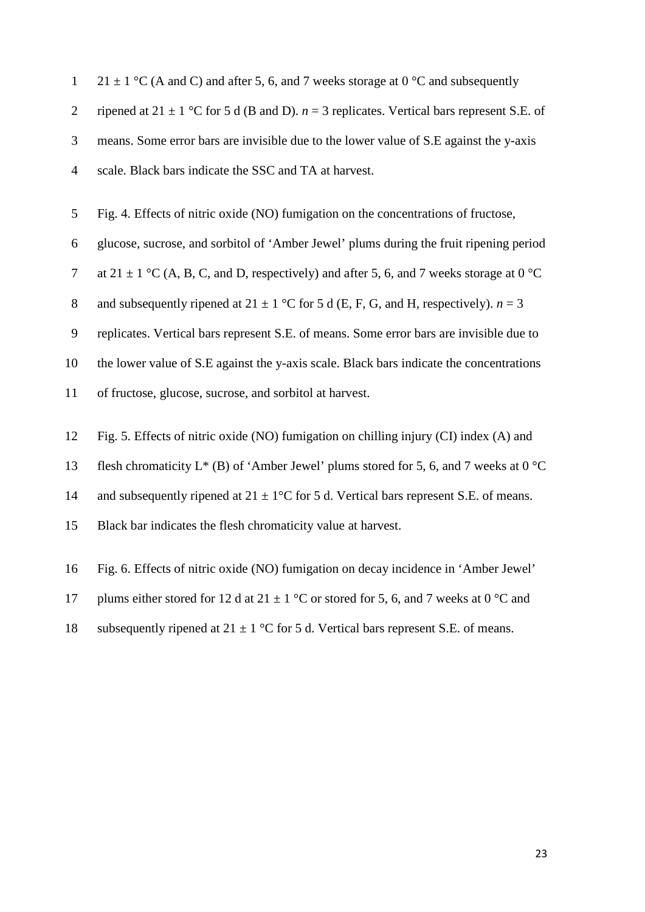$21 \pm 1$ °C (A and C) and after 5, 6, and 7 weeks storage at 0 °C and subsequently ripened at $21 \pm 1$ °C for 5 d (B and D). $n = 3$ replicates. Vertical bars represent S.E. of means. Some error bars are invisible due to the lower value of S.E against the y-axis scale. Black bars indicate the SSC and TA at harvest.

Fig. 4. Effects of nitric oxide (NO) fumigation on the concentrations of fructose, glucose, sucrose, and sorbitol of 'Amber Jewel' plums during the fruit ripening period at $21 \pm 1$ °C (A, B, C, and D, respectively) and after 5, 6, and 7 weeks storage at 0 °C and subsequently ripened at $21 \pm 1$ °C for 5 d (E, F, G, and H, respectively). $n = 3$ replicates. Vertical bars represent S.E. of means. Some error bars are invisible due to the lower value of S.E against the y-axis scale. Black bars indicate the concentrations of fructose, glucose, sucrose, and sorbitol at harvest.

Fig. 5. Effects of nitric oxide (NO) fumigation on chilling injury (CI) index (A) and flesh chromaticity $L^*$ (B) of 'Amber Jewel' plums stored for 5, 6, and 7 weeks at 0 °C and subsequently ripened at $21 \pm 1$°C for 5 d. Vertical bars represent S.E. of means. Black bar indicates the flesh chromaticity value at harvest.

Fig. 6. Effects of nitric oxide (NO) fumigation on decay incidence in 'Amber Jewel' plums either stored for 12 d at $21 \pm 1$ °C or stored for 5, 6, and 7 weeks at 0 °C and subsequently ripened at $21 \pm 1$ °C for 5 d. Vertical bars represent S.E. of means.